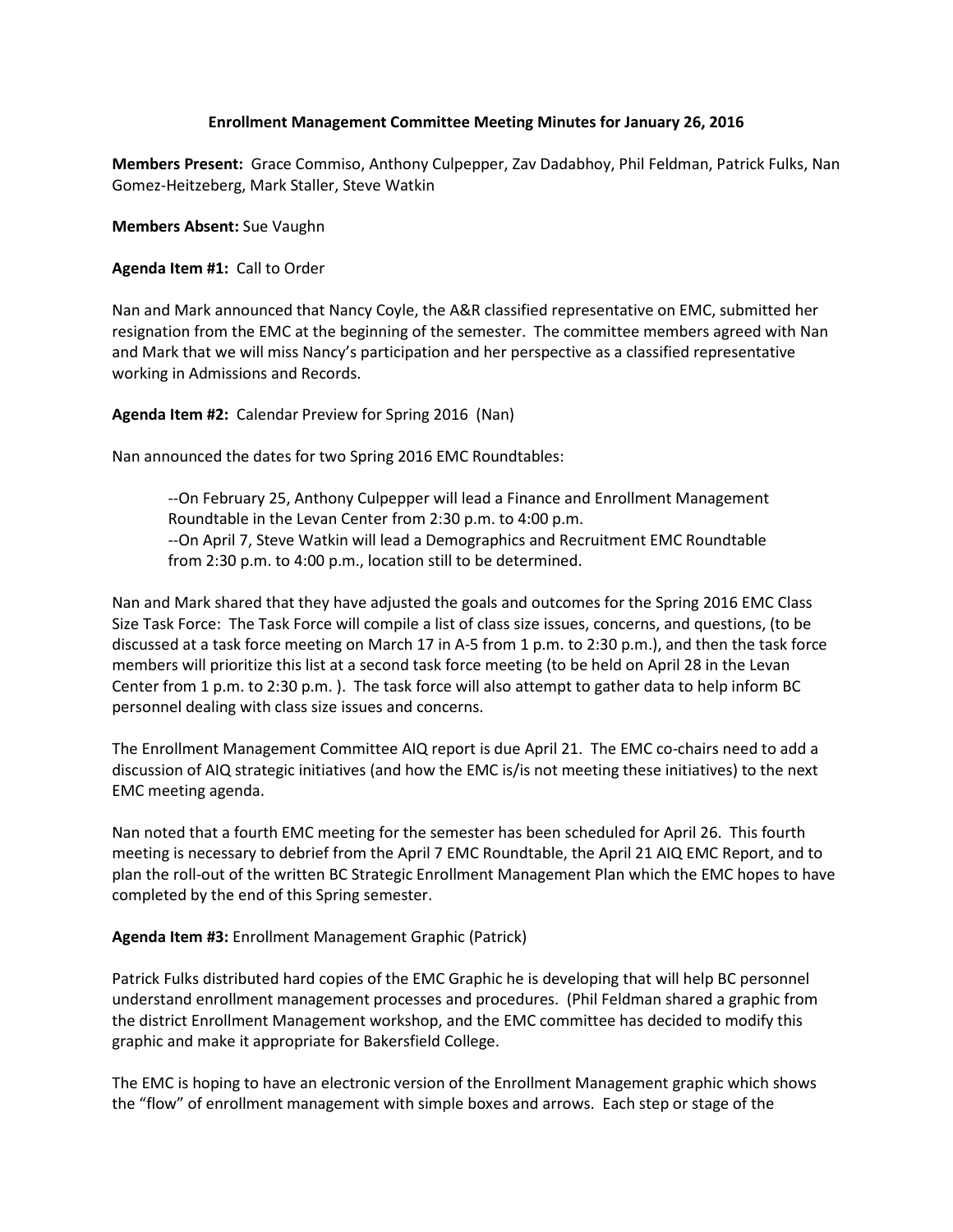# Enrollment Management Committee Meeting Minutes for January 26, 2016

**Members Present:** Grace Commiso, Anthony Culpepper, Zav Dadabhoy, Phil Feldman, Patrick Fulks, Nan Gomez-Heitzeberg, Mark Staller, Steve Watkin

**Members Absent:** Sue Vaughn

**Agenda Item #1:** Call to Order

Nan and Mark announced that Nancy Coyle, the A&R classified representative on EMC, submitted her resignation from the EMC at the beginning of the semester. The committee members agreed with Nan and Mark that we will miss Nancy's participation and her perspective as a classified representative working in Admissions and Records.

**Agenda Item #2:** Calendar Preview for Spring 2016 (Nan)

Nan announced the dates for two Spring 2016 EMC Roundtables:

> --On February 25, Anthony Culpepper will lead a Finance and Enrollment Management Roundtable in the Levan Center from 2:30 p.m. to 4:00 p.m.
> --On April 7, Steve Watkin will lead a Demographics and Recruitment EMC Roundtable from 2:30 p.m. to 4:00 p.m., location still to be determined.

Nan and Mark shared that they have adjusted the goals and outcomes for the Spring 2016 EMC Class Size Task Force: The Task Force will compile a list of class size issues, concerns, and questions, (to be discussed at a task force meeting on March 17 in A-5 from 1 p.m. to 2:30 p.m.), and then the task force members will prioritize this list at a second task force meeting (to be held on April 28 in the Levan Center from 1 p.m. to 2:30 p.m. ). The task force will also attempt to gather data to help inform BC personnel dealing with class size issues and concerns.

The Enrollment Management Committee AIQ report is due April 21. The EMC co-chairs need to add a discussion of AIQ strategic initiatives (and how the EMC is/is not meeting these initiatives) to the next EMC meeting agenda.

Nan noted that a fourth EMC meeting for the semester has been scheduled for April 26. This fourth meeting is necessary to debrief from the April 7 EMC Roundtable, the April 21 AIQ EMC Report, and to plan the roll-out of the written BC Strategic Enrollment Management Plan which the EMC hopes to have completed by the end of this Spring semester.

**Agenda Item #3:** Enrollment Management Graphic (Patrick)

Patrick Fulks distributed hard copies of the EMC Graphic he is developing that will help BC personnel understand enrollment management processes and procedures. (Phil Feldman shared a graphic from the district Enrollment Management workshop, and the EMC committee has decided to modify this graphic and make it appropriate for Bakersfield College.

The EMC is hoping to have an electronic version of the Enrollment Management graphic which shows the "flow" of enrollment management with simple boxes and arrows. Each step or stage of the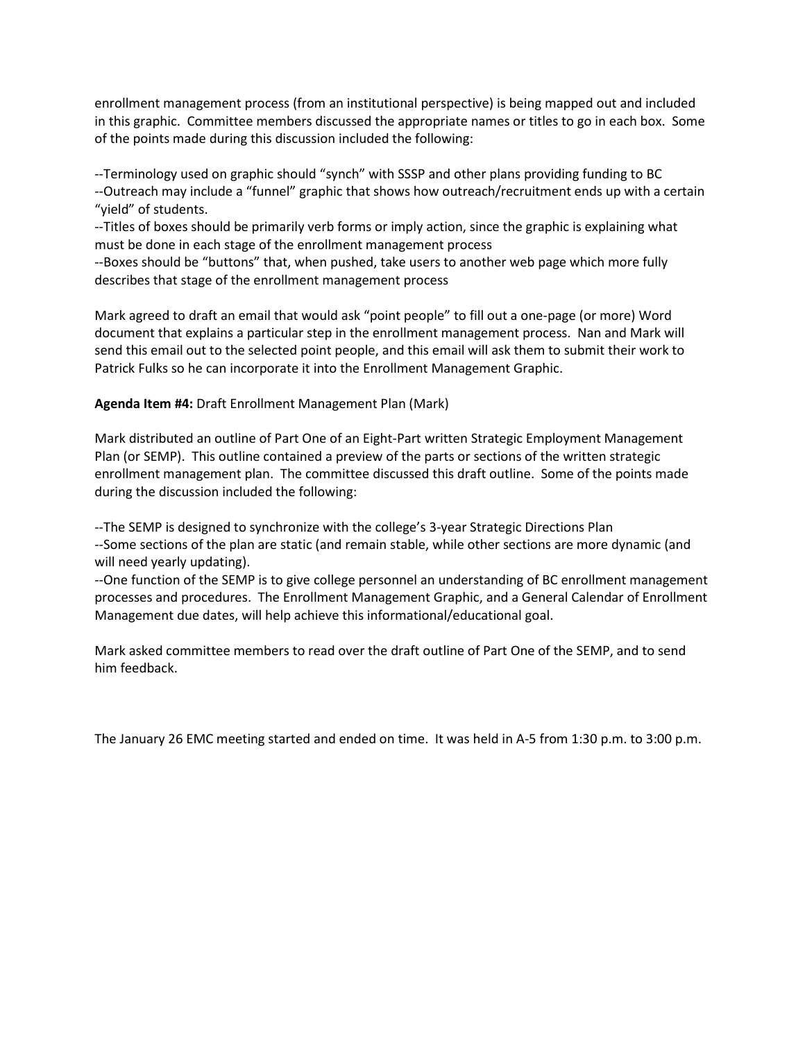enrollment management process (from an institutional perspective) is being mapped out and included in this graphic. Committee members discussed the appropriate names or titles to go in each box. Some of the points made during this discussion included the following:

--Terminology used on graphic should "synch" with SSSP and other plans providing funding to BC
--Outreach may include a "funnel" graphic that shows how outreach/recruitment ends up with a certain "yield" of students.
--Titles of boxes should be primarily verb forms or imply action, since the graphic is explaining what must be done in each stage of the enrollment management process
--Boxes should be "buttons" that, when pushed, take users to another web page which more fully describes that stage of the enrollment management process

Mark agreed to draft an email that would ask "point people" to fill out a one-page (or more) Word document that explains a particular step in the enrollment management process. Nan and Mark will send this email out to the selected point people, and this email will ask them to submit their work to Patrick Fulks so he can incorporate it into the Enrollment Management Graphic.

**Agenda Item #4:** Draft Enrollment Management Plan (Mark)

Mark distributed an outline of Part One of an Eight-Part written Strategic Employment Management Plan (or SEMP). This outline contained a preview of the parts or sections of the written strategic enrollment management plan. The committee discussed this draft outline. Some of the points made during the discussion included the following:

--The SEMP is designed to synchronize with the college's 3-year Strategic Directions Plan
--Some sections of the plan are static (and remain stable, while other sections are more dynamic (and will need yearly updating).
--One function of the SEMP is to give college personnel an understanding of BC enrollment management processes and procedures. The Enrollment Management Graphic, and a General Calendar of Enrollment Management due dates, will help achieve this informational/educational goal.

Mark asked committee members to read over the draft outline of Part One of the SEMP, and to send him feedback.

The January 26 EMC meeting started and ended on time. It was held in A-5 from 1:30 p.m. to 3:00 p.m.